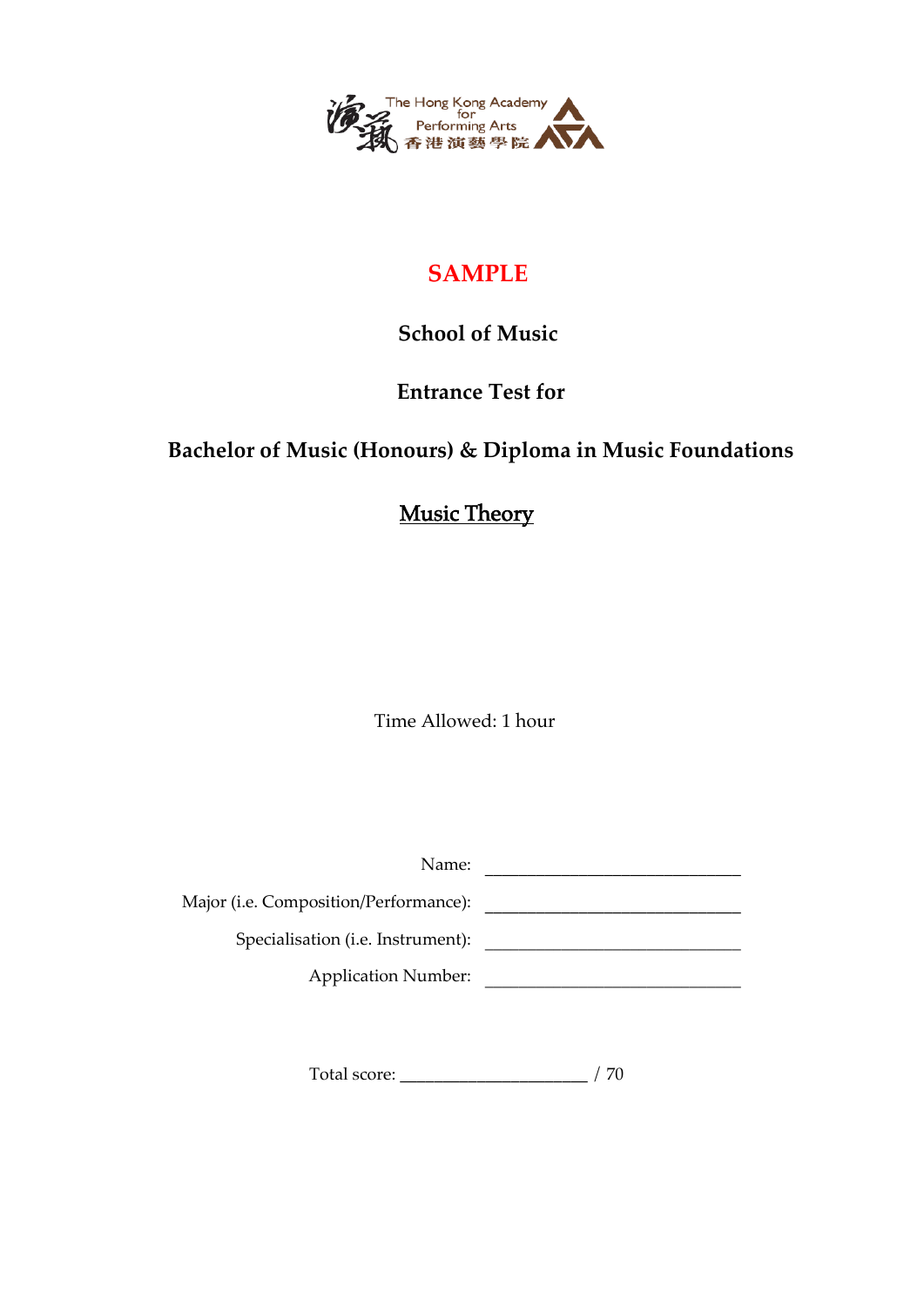The Hong Kong Academy for Performing Arts
香港演藝學院

# SAMPLE

## School of Music

## Entrance Test for

## Bachelor of Music (Honours) & Diploma in Music Foundations

## Music Theory

Time Allowed: 1 hour

Name: ____________________________

Major (i.e. Composition/Performance): ____________________________

Specialisation (i.e. Instrument): ____________________________

Application Number: ____________________________

Total score: ____________________ / 70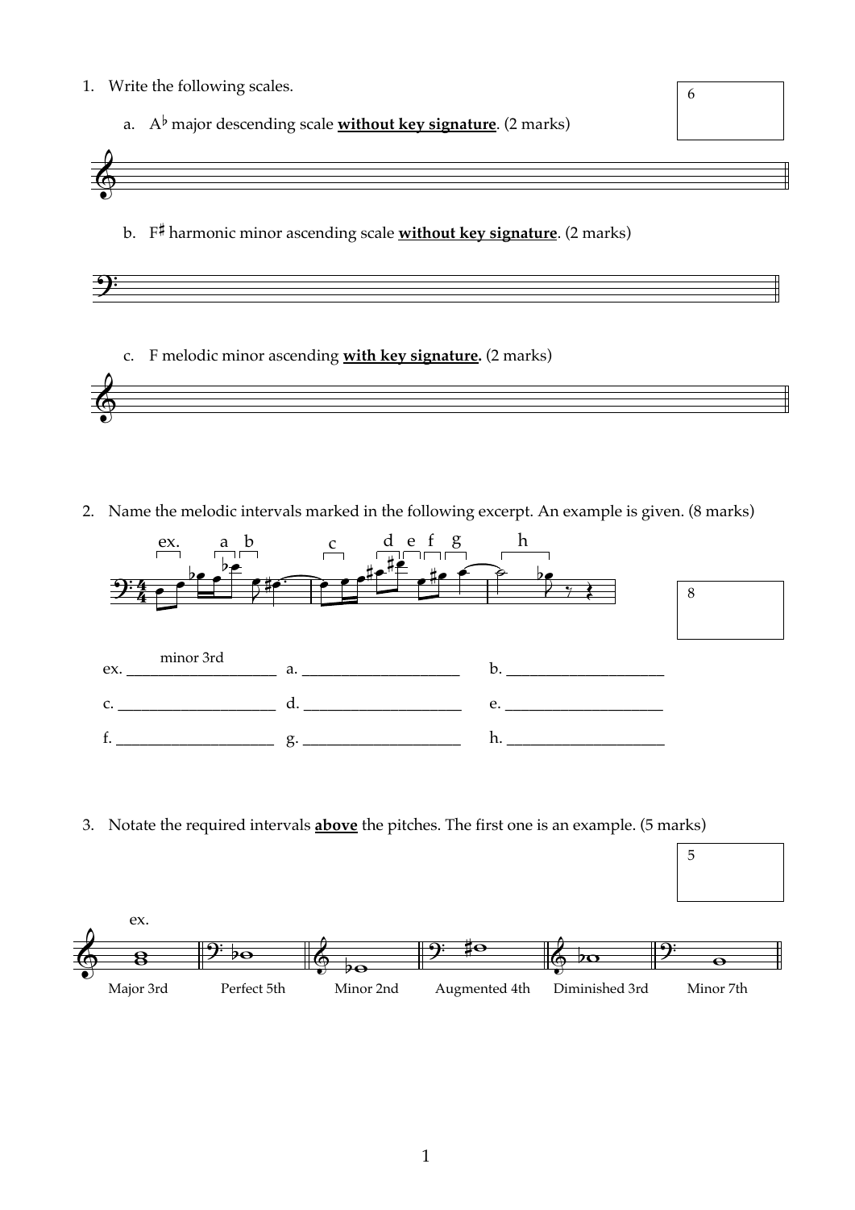1. Write the following scales.

   a. A♭ major descending scale **without key signature**. (2 marks)

   b. F♯ harmonic minor ascending scale **without key signature**. (2 marks)

   c. F melodic minor ascending **with key signature.** (2 marks)

| 6 |
| --- |
| |

2. Name the melodic intervals marked in the following excerpt. An example is given. (8 marks)

| 8 |
| --- |
| |

ex. minor 3rd a. ____________________ b. ____________________

c. ____________________ d. ____________________ e. ____________________

f. ____________________ g. ____________________ h. ____________________

3. Notate the required intervals **above** the pitches. The first one is an example. (5 marks)

| 5 |
| --- |
| |

ex. Major 3rd | Perfect 5th | Minor 2nd | Augmented 4th | Diminished 3rd | Minor 7th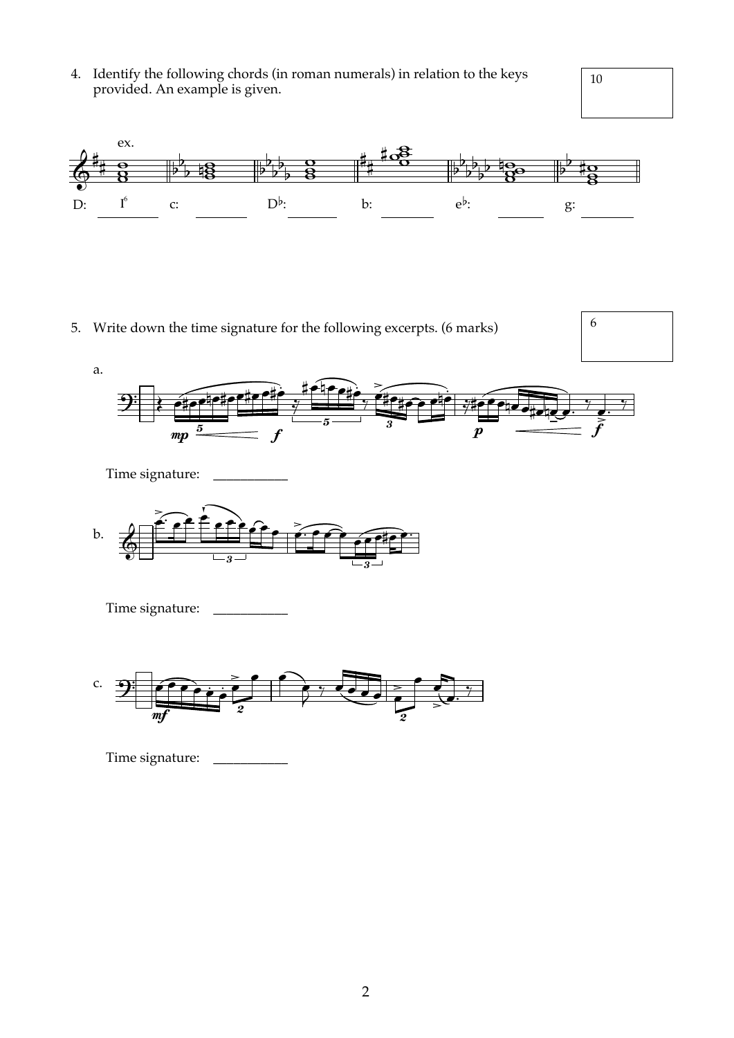4. Identify the following chords (in roman numerals) in relation to the keys provided. An example is given.

10

ex.

D: $I^6$ ______ c: ______ D♭: ______ b: ______ e♭: ______ g: ______

5. Write down the time signature for the following excerpts. (6 marks)

6

a.

Time signature: __________

b.

Time signature: __________

c.

Time signature: __________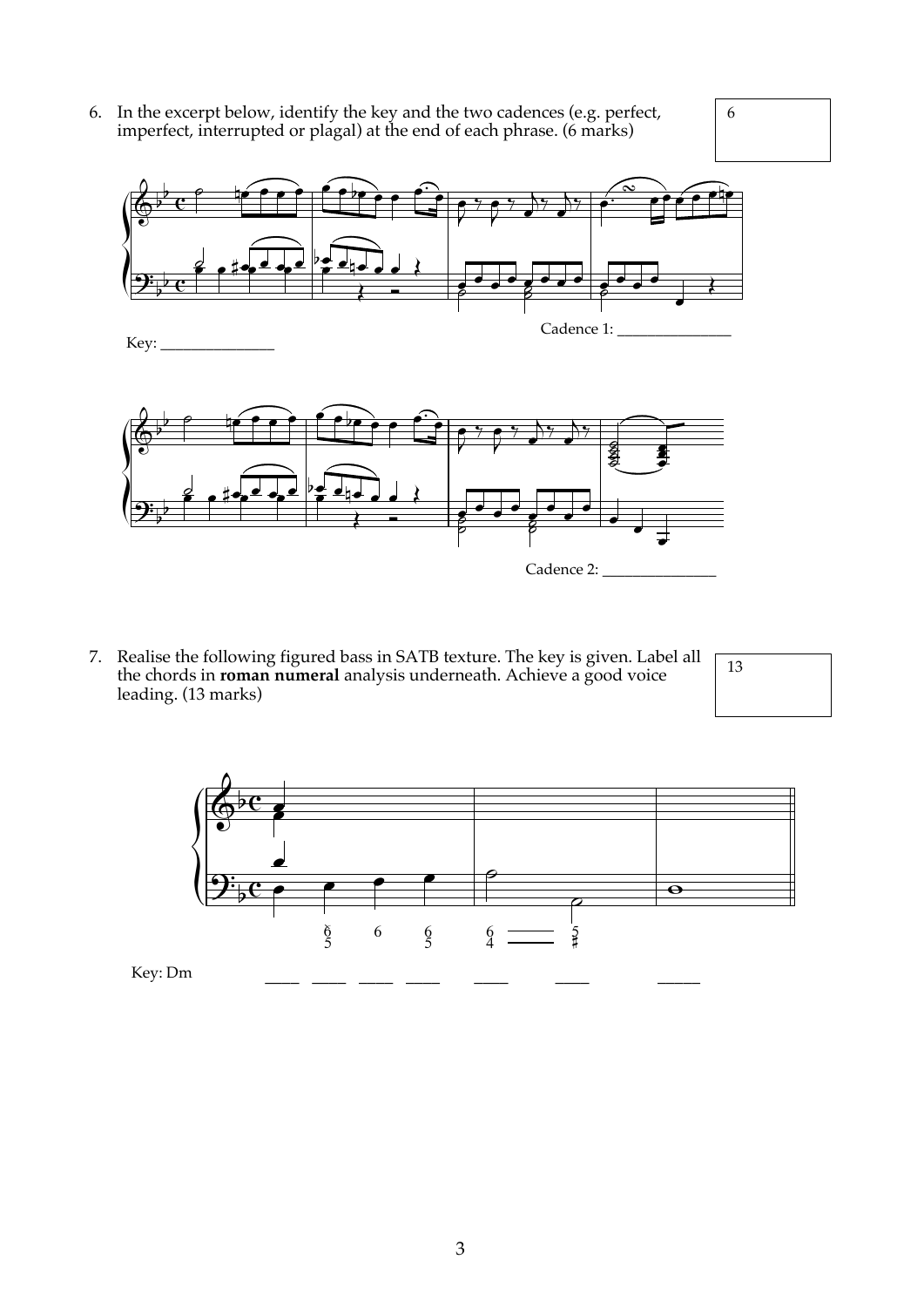6. In the excerpt below, identify the key and the two cadences (e.g. perfect, imperfect, interrupted or plagal) at the end of each phrase. (6 marks)

6

Key: _______________

Cadence 1: _______________

Cadence 2: _______________

7. Realise the following figured bass in SATB texture. The key is given. Label all the chords in **roman numeral** analysis underneath. Achieve a good voice leading. (13 marks)

13

Key: Dm ____ ____ ____ ____ ____ ____ ______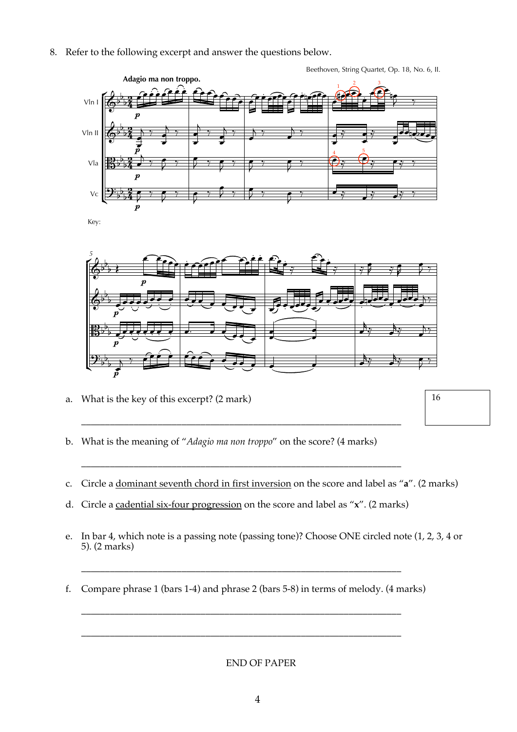8. Refer to the following excerpt and answer the questions below.

Beethoven, String Quartet, Op. 18, No. 6, II.

Key:

a. What is the key of this excerpt? (2 mark)

16

_______________________________________________________________

b. What is the meaning of "*Adagio ma non troppo*" on the score? (4 marks)

_______________________________________________________________

c. Circle a dominant seventh chord in first inversion on the score and label as "**a**". (2 marks)

d. Circle a cadential six-four progression on the score and label as "**x**". (2 marks)

e. In bar 4, which note is a passing note (passing tone)? Choose ONE circled note (1, 2, 3, 4 or 5). (2 marks)

_______________________________________________________________

f. Compare phrase 1 (bars 1-4) and phrase 2 (bars 5-8) in terms of melody. (4 marks)

_______________________________________________________________

_______________________________________________________________

END OF PAPER